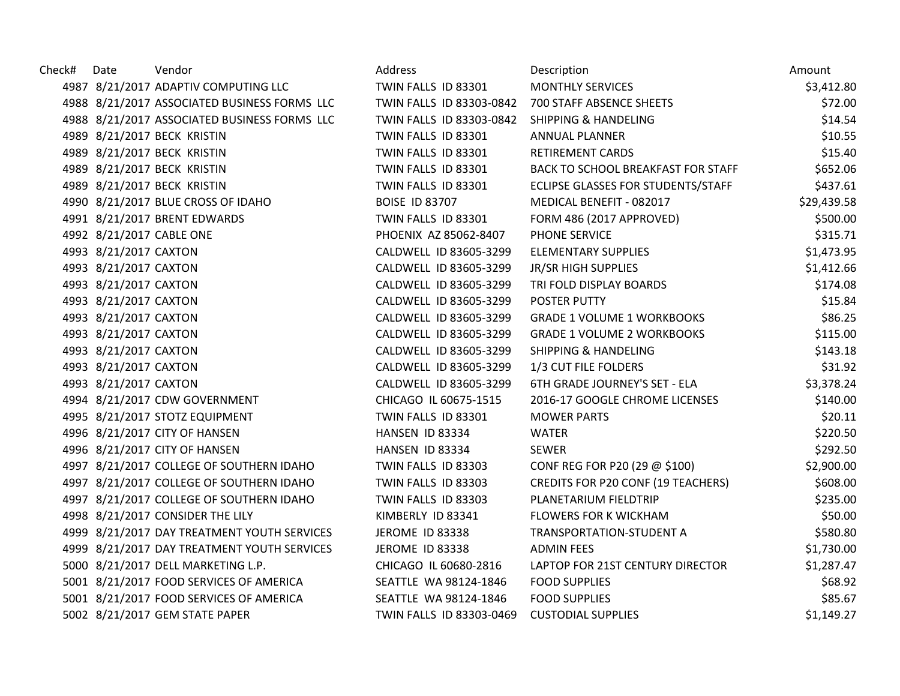| Check# | Date | Vendor | Address | Description | Amount |
|---|---|---|---|---|---|
| 4987 | 8/21/2017 | ADAPTIV COMPUTING LLC | TWIN FALLS ID 83301 | MONTHLY SERVICES | $3,412.80 |
| 4988 | 8/21/2017 | ASSOCIATED BUSINESS FORMS LLC | TWIN FALLS ID 83303-0842 | 700 STAFF ABSENCE SHEETS | $72.00 |
| 4988 | 8/21/2017 | ASSOCIATED BUSINESS FORMS LLC | TWIN FALLS ID 83303-0842 | SHIPPING & HANDELING | $14.54 |
| 4989 | 8/21/2017 | BECK KRISTIN | TWIN FALLS ID 83301 | ANNUAL PLANNER | $10.55 |
| 4989 | 8/21/2017 | BECK KRISTIN | TWIN FALLS ID 83301 | RETIREMENT CARDS | $15.40 |
| 4989 | 8/21/2017 | BECK KRISTIN | TWIN FALLS ID 83301 | BACK TO SCHOOL BREAKFAST FOR STAFF | $652.06 |
| 4989 | 8/21/2017 | BECK KRISTIN | TWIN FALLS ID 83301 | ECLIPSE GLASSES FOR STUDENTS/STAFF | $437.61 |
| 4990 | 8/21/2017 | BLUE CROSS OF IDAHO | BOISE ID 83707 | MEDICAL BENEFIT - 082017 | $29,439.58 |
| 4991 | 8/21/2017 | BRENT EDWARDS | TWIN FALLS ID 83301 | FORM 486 (2017 APPROVED) | $500.00 |
| 4992 | 8/21/2017 | CABLE ONE | PHOENIX AZ 85062-8407 | PHONE SERVICE | $315.71 |
| 4993 | 8/21/2017 | CAXTON | CALDWELL ID 83605-3299 | ELEMENTARY SUPPLIES | $1,473.95 |
| 4993 | 8/21/2017 | CAXTON | CALDWELL ID 83605-3299 | JR/SR HIGH SUPPLIES | $1,412.66 |
| 4993 | 8/21/2017 | CAXTON | CALDWELL ID 83605-3299 | TRI FOLD DISPLAY BOARDS | $174.08 |
| 4993 | 8/21/2017 | CAXTON | CALDWELL ID 83605-3299 | POSTER PUTTY | $15.84 |
| 4993 | 8/21/2017 | CAXTON | CALDWELL ID 83605-3299 | GRADE 1 VOLUME 1 WORKBOOKS | $86.25 |
| 4993 | 8/21/2017 | CAXTON | CALDWELL ID 83605-3299 | GRADE 1 VOLUME 2 WORKBOOKS | $115.00 |
| 4993 | 8/21/2017 | CAXTON | CALDWELL ID 83605-3299 | SHIPPING & HANDELING | $143.18 |
| 4993 | 8/21/2017 | CAXTON | CALDWELL ID 83605-3299 | 1/3 CUT FILE FOLDERS | $31.92 |
| 4993 | 8/21/2017 | CAXTON | CALDWELL ID 83605-3299 | 6TH GRADE JOURNEY'S SET - ELA | $3,378.24 |
| 4994 | 8/21/2017 | CDW GOVERNMENT | CHICAGO IL 60675-1515 | 2016-17 GOOGLE CHROME LICENSES | $140.00 |
| 4995 | 8/21/2017 | STOTZ EQUIPMENT | TWIN FALLS ID 83301 | MOWER PARTS | $20.11 |
| 4996 | 8/21/2017 | CITY OF HANSEN | HANSEN ID 83334 | WATER | $220.50 |
| 4996 | 8/21/2017 | CITY OF HANSEN | HANSEN ID 83334 | SEWER | $292.50 |
| 4997 | 8/21/2017 | COLLEGE OF SOUTHERN IDAHO | TWIN FALLS ID 83303 | CONF REG FOR P20 (29 @ $100) | $2,900.00 |
| 4997 | 8/21/2017 | COLLEGE OF SOUTHERN IDAHO | TWIN FALLS ID 83303 | CREDITS FOR P20 CONF (19 TEACHERS) | $608.00 |
| 4997 | 8/21/2017 | COLLEGE OF SOUTHERN IDAHO | TWIN FALLS ID 83303 | PLANETARIUM FIELDTRIP | $235.00 |
| 4998 | 8/21/2017 | CONSIDER THE LILY | KIMBERLY ID 83341 | FLOWERS FOR K WICKHAM | $50.00 |
| 4999 | 8/21/2017 | DAY TREATMENT YOUTH SERVICES | JEROME ID 83338 | TRANSPORTATION-STUDENT A | $580.80 |
| 4999 | 8/21/2017 | DAY TREATMENT YOUTH SERVICES | JEROME ID 83338 | ADMIN FEES | $1,730.00 |
| 5000 | 8/21/2017 | DELL MARKETING L.P. | CHICAGO IL 60680-2816 | LAPTOP FOR 21ST CENTURY DIRECTOR | $1,287.47 |
| 5001 | 8/21/2017 | FOOD SERVICES OF AMERICA | SEATTLE WA 98124-1846 | FOOD SUPPLIES | $68.92 |
| 5001 | 8/21/2017 | FOOD SERVICES OF AMERICA | SEATTLE WA 98124-1846 | FOOD SUPPLIES | $85.67 |
| 5002 | 8/21/2017 | GEM STATE PAPER | TWIN FALLS ID 83303-0469 | CUSTODIAL SUPPLIES | $1,149.27 |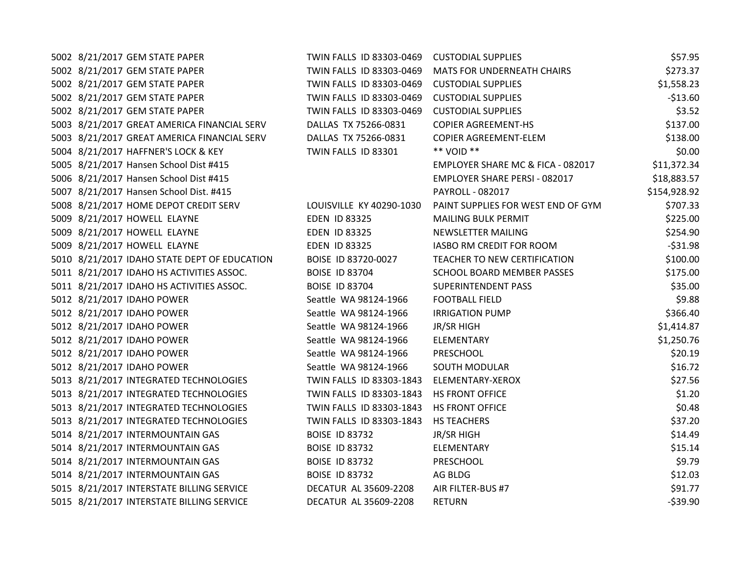| | | | | | |
|---|---|---|---|---|---|
| 5002 | 8/21/2017 | GEM STATE PAPER | TWIN FALLS ID 83303-0469 | CUSTODIAL SUPPLIES | $57.95 |
| 5002 | 8/21/2017 | GEM STATE PAPER | TWIN FALLS ID 83303-0469 | MATS FOR UNDERNEATH CHAIRS | $273.37 |
| 5002 | 8/21/2017 | GEM STATE PAPER | TWIN FALLS ID 83303-0469 | CUSTODIAL SUPPLIES | $1,558.23 |
| 5002 | 8/21/2017 | GEM STATE PAPER | TWIN FALLS ID 83303-0469 | CUSTODIAL SUPPLIES | -$13.60 |
| 5002 | 8/21/2017 | GEM STATE PAPER | TWIN FALLS ID 83303-0469 | CUSTODIAL SUPPLIES | $3.52 |
| 5003 | 8/21/2017 | GREAT AMERICA FINANCIAL SERV | DALLAS TX 75266-0831 | COPIER AGREEMENT-HS | $137.00 |
| 5003 | 8/21/2017 | GREAT AMERICA FINANCIAL SERV | DALLAS TX 75266-0831 | COPIER AGREEMENT-ELEM | $138.00 |
| 5004 | 8/21/2017 | HAFFNER'S LOCK & KEY | TWIN FALLS ID 83301 | ** VOID ** | $0.00 |
| 5005 | 8/21/2017 | Hansen School Dist #415 | | EMPLOYER SHARE MC & FICA - 082017 | $11,372.34 |
| 5006 | 8/21/2017 | Hansen School Dist #415 | | EMPLOYER SHARE PERSI - 082017 | $18,883.57 |
| 5007 | 8/21/2017 | Hansen School Dist. #415 | | PAYROLL - 082017 | $154,928.92 |
| 5008 | 8/21/2017 | HOME DEPOT CREDIT SERV | LOUISVILLE KY 40290-1030 | PAINT SUPPLIES FOR WEST END OF GYM | $707.33 |
| 5009 | 8/21/2017 | HOWELL ELAYNE | EDEN ID 83325 | MAILING BULK PERMIT | $225.00 |
| 5009 | 8/21/2017 | HOWELL ELAYNE | EDEN ID 83325 | NEWSLETTER MAILING | $254.90 |
| 5009 | 8/21/2017 | HOWELL ELAYNE | EDEN ID 83325 | IASBO RM CREDIT FOR ROOM | -$31.98 |
| 5010 | 8/21/2017 | IDAHO STATE DEPT OF EDUCATION | BOISE ID 83720-0027 | TEACHER TO NEW CERTIFICATION | $100.00 |
| 5011 | 8/21/2017 | IDAHO HS ACTIVITIES ASSOC. | BOISE ID 83704 | SCHOOL BOARD MEMBER PASSES | $175.00 |
| 5011 | 8/21/2017 | IDAHO HS ACTIVITIES ASSOC. | BOISE ID 83704 | SUPERINTENDENT PASS | $35.00 |
| 5012 | 8/21/2017 | IDAHO POWER | Seattle WA 98124-1966 | FOOTBALL FIELD | $9.88 |
| 5012 | 8/21/2017 | IDAHO POWER | Seattle WA 98124-1966 | IRRIGATION PUMP | $366.40 |
| 5012 | 8/21/2017 | IDAHO POWER | Seattle WA 98124-1966 | JR/SR HIGH | $1,414.87 |
| 5012 | 8/21/2017 | IDAHO POWER | Seattle WA 98124-1966 | ELEMENTARY | $1,250.76 |
| 5012 | 8/21/2017 | IDAHO POWER | Seattle WA 98124-1966 | PRESCHOOL | $20.19 |
| 5012 | 8/21/2017 | IDAHO POWER | Seattle WA 98124-1966 | SOUTH MODULAR | $16.72 |
| 5013 | 8/21/2017 | INTEGRATED TECHNOLOGIES | TWIN FALLS ID 83303-1843 | ELEMENTARY-XEROX | $27.56 |
| 5013 | 8/21/2017 | INTEGRATED TECHNOLOGIES | TWIN FALLS ID 83303-1843 | HS FRONT OFFICE | $1.20 |
| 5013 | 8/21/2017 | INTEGRATED TECHNOLOGIES | TWIN FALLS ID 83303-1843 | HS FRONT OFFICE | $0.48 |
| 5013 | 8/21/2017 | INTEGRATED TECHNOLOGIES | TWIN FALLS ID 83303-1843 | HS TEACHERS | $37.20 |
| 5014 | 8/21/2017 | INTERMOUNTAIN GAS | BOISE ID 83732 | JR/SR HIGH | $14.49 |
| 5014 | 8/21/2017 | INTERMOUNTAIN GAS | BOISE ID 83732 | ELEMENTARY | $15.14 |
| 5014 | 8/21/2017 | INTERMOUNTAIN GAS | BOISE ID 83732 | PRESCHOOL | $9.79 |
| 5014 | 8/21/2017 | INTERMOUNTAIN GAS | BOISE ID 83732 | AG BLDG | $12.03 |
| 5015 | 8/21/2017 | INTERSTATE BILLING SERVICE | DECATUR AL 35609-2208 | AIR FILTER-BUS #7 | $91.77 |
| 5015 | 8/21/2017 | INTERSTATE BILLING SERVICE | DECATUR AL 35609-2208 | RETURN | -$39.90 |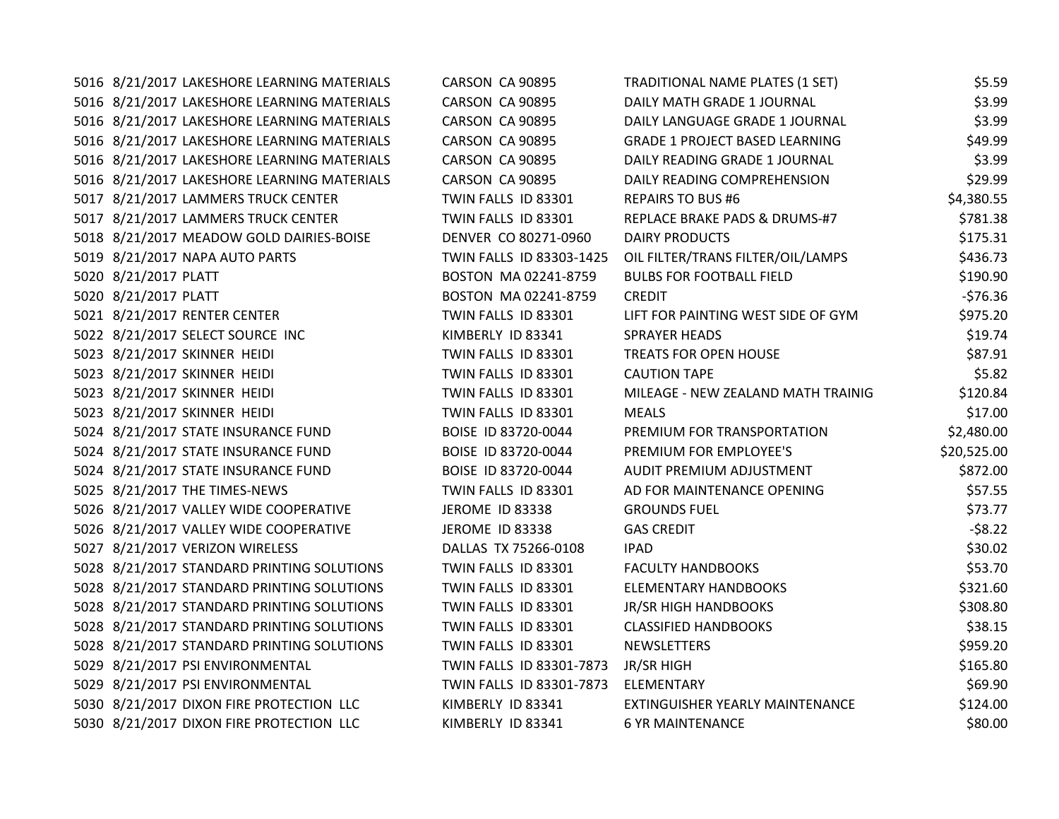| | | | | | |
|---|---|---|---|---|---|
| 5016 | 8/21/2017 | LAKESHORE LEARNING MATERIALS | CARSON CA 90895 | TRADITIONAL NAME PLATES (1 SET) | $5.59 |
| 5016 | 8/21/2017 | LAKESHORE LEARNING MATERIALS | CARSON CA 90895 | DAILY MATH GRADE 1 JOURNAL | $3.99 |
| 5016 | 8/21/2017 | LAKESHORE LEARNING MATERIALS | CARSON CA 90895 | DAILY LANGUAGE GRADE 1 JOURNAL | $3.99 |
| 5016 | 8/21/2017 | LAKESHORE LEARNING MATERIALS | CARSON CA 90895 | GRADE 1 PROJECT BASED LEARNING | $49.99 |
| 5016 | 8/21/2017 | LAKESHORE LEARNING MATERIALS | CARSON CA 90895 | DAILY READING GRADE 1 JOURNAL | $3.99 |
| 5016 | 8/21/2017 | LAKESHORE LEARNING MATERIALS | CARSON CA 90895 | DAILY READING COMPREHENSION | $29.99 |
| 5017 | 8/21/2017 | LAMMERS TRUCK CENTER | TWIN FALLS ID 83301 | REPAIRS TO BUS #6 | $4,380.55 |
| 5017 | 8/21/2017 | LAMMERS TRUCK CENTER | TWIN FALLS ID 83301 | REPLACE BRAKE PADS & DRUMS-#7 | $781.38 |
| 5018 | 8/21/2017 | MEADOW GOLD DAIRIES-BOISE | DENVER CO 80271-0960 | DAIRY PRODUCTS | $175.31 |
| 5019 | 8/21/2017 | NAPA AUTO PARTS | TWIN FALLS ID 83303-1425 | OIL FILTER/TRANS FILTER/OIL/LAMPS | $436.73 |
| 5020 | 8/21/2017 | PLATT | BOSTON MA 02241-8759 | BULBS FOR FOOTBALL FIELD | $190.90 |
| 5020 | 8/21/2017 | PLATT | BOSTON MA 02241-8759 | CREDIT | -$76.36 |
| 5021 | 8/21/2017 | RENTER CENTER | TWIN FALLS ID 83301 | LIFT FOR PAINTING WEST SIDE OF GYM | $975.20 |
| 5022 | 8/21/2017 | SELECT SOURCE INC | KIMBERLY ID 83341 | SPRAYER HEADS | $19.74 |
| 5023 | 8/21/2017 | SKINNER HEIDI | TWIN FALLS ID 83301 | TREATS FOR OPEN HOUSE | $87.91 |
| 5023 | 8/21/2017 | SKINNER HEIDI | TWIN FALLS ID 83301 | CAUTION TAPE | $5.82 |
| 5023 | 8/21/2017 | SKINNER HEIDI | TWIN FALLS ID 83301 | MILEAGE - NEW ZEALAND MATH TRAINIG | $120.84 |
| 5023 | 8/21/2017 | SKINNER HEIDI | TWIN FALLS ID 83301 | MEALS | $17.00 |
| 5024 | 8/21/2017 | STATE INSURANCE FUND | BOISE ID 83720-0044 | PREMIUM FOR TRANSPORTATION | $2,480.00 |
| 5024 | 8/21/2017 | STATE INSURANCE FUND | BOISE ID 83720-0044 | PREMIUM FOR EMPLOYEE'S | $20,525.00 |
| 5024 | 8/21/2017 | STATE INSURANCE FUND | BOISE ID 83720-0044 | AUDIT PREMIUM ADJUSTMENT | $872.00 |
| 5025 | 8/21/2017 | THE TIMES-NEWS | TWIN FALLS ID 83301 | AD FOR MAINTENANCE OPENING | $57.55 |
| 5026 | 8/21/2017 | VALLEY WIDE COOPERATIVE | JEROME ID 83338 | GROUNDS FUEL | $73.77 |
| 5026 | 8/21/2017 | VALLEY WIDE COOPERATIVE | JEROME ID 83338 | GAS CREDIT | -$8.22 |
| 5027 | 8/21/2017 | VERIZON WIRELESS | DALLAS TX 75266-0108 | IPAD | $30.02 |
| 5028 | 8/21/2017 | STANDARD PRINTING SOLUTIONS | TWIN FALLS ID 83301 | FACULTY HANDBOOKS | $53.70 |
| 5028 | 8/21/2017 | STANDARD PRINTING SOLUTIONS | TWIN FALLS ID 83301 | ELEMENTARY HANDBOOKS | $321.60 |
| 5028 | 8/21/2017 | STANDARD PRINTING SOLUTIONS | TWIN FALLS ID 83301 | JR/SR HIGH HANDBOOKS | $308.80 |
| 5028 | 8/21/2017 | STANDARD PRINTING SOLUTIONS | TWIN FALLS ID 83301 | CLASSIFIED HANDBOOKS | $38.15 |
| 5028 | 8/21/2017 | STANDARD PRINTING SOLUTIONS | TWIN FALLS ID 83301 | NEWSLETTERS | $959.20 |
| 5029 | 8/21/2017 | PSI ENVIRONMENTAL | TWIN FALLS ID 83301-7873 | JR/SR HIGH | $165.80 |
| 5029 | 8/21/2017 | PSI ENVIRONMENTAL | TWIN FALLS ID 83301-7873 | ELEMENTARY | $69.90 |
| 5030 | 8/21/2017 | DIXON FIRE PROTECTION LLC | KIMBERLY ID 83341 | EXTINGUISHER YEARLY MAINTENANCE | $124.00 |
| 5030 | 8/21/2017 | DIXON FIRE PROTECTION LLC | KIMBERLY ID 83341 | 6 YR MAINTENANCE | $80.00 |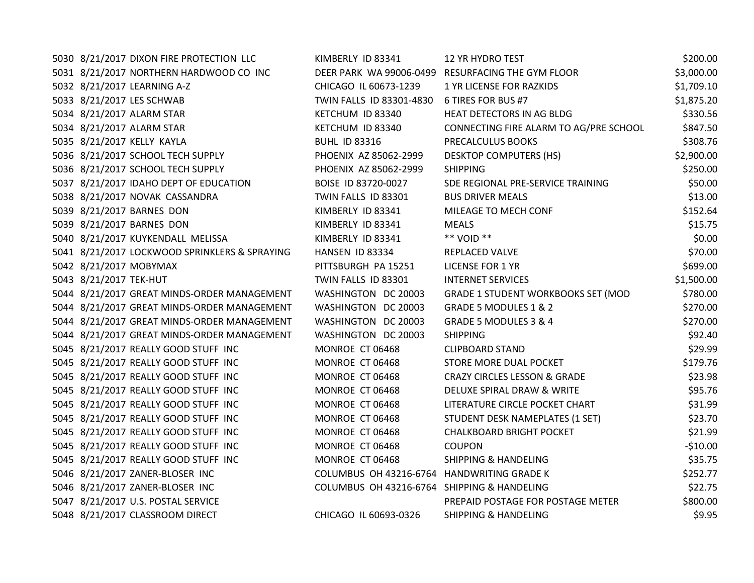| | | | | | |
|---|---|---|---|---|---|
| 5030 | 8/21/2017 | DIXON FIRE PROTECTION LLC | KIMBERLY ID 83341 | 12 YR HYDRO TEST | $200.00 |
| 5031 | 8/21/2017 | NORTHERN HARDWOOD CO INC | DEER PARK WA 99006-0499 | RESURFACING THE GYM FLOOR | $3,000.00 |
| 5032 | 8/21/2017 | LEARNING A-Z | CHICAGO IL 60673-1239 | 1 YR LICENSE FOR RAZKIDS | $1,709.10 |
| 5033 | 8/21/2017 | LES SCHWAB | TWIN FALLS ID 83301-4830 | 6 TIRES FOR BUS #7 | $1,875.20 |
| 5034 | 8/21/2017 | ALARM STAR | KETCHUM ID 83340 | HEAT DETECTORS IN AG BLDG | $330.56 |
| 5034 | 8/21/2017 | ALARM STAR | KETCHUM ID 83340 | CONNECTING FIRE ALARM TO AG/PRE SCHOOL | $847.50 |
| 5035 | 8/21/2017 | KELLY KAYLA | BUHL ID 83316 | PRECALCULUS BOOKS | $308.76 |
| 5036 | 8/21/2017 | SCHOOL TECH SUPPLY | PHOENIX AZ 85062-2999 | DESKTOP COMPUTERS (HS) | $2,900.00 |
| 5036 | 8/21/2017 | SCHOOL TECH SUPPLY | PHOENIX AZ 85062-2999 | SHIPPING | $250.00 |
| 5037 | 8/21/2017 | IDAHO DEPT OF EDUCATION | BOISE ID 83720-0027 | SDE REGIONAL PRE-SERVICE TRAINING | $50.00 |
| 5038 | 8/21/2017 | NOVAK CASSANDRA | TWIN FALLS ID 83301 | BUS DRIVER MEALS | $13.00 |
| 5039 | 8/21/2017 | BARNES DON | KIMBERLY ID 83341 | MILEAGE TO MECH CONF | $152.64 |
| 5039 | 8/21/2017 | BARNES DON | KIMBERLY ID 83341 | MEALS | $15.75 |
| 5040 | 8/21/2017 | KUYKENDALL MELISSA | KIMBERLY ID 83341 | ** VOID ** | $0.00 |
| 5041 | 8/21/2017 | LOCKWOOD SPRINKLERS & SPRAYING | HANSEN ID 83334 | REPLACED VALVE | $70.00 |
| 5042 | 8/21/2017 | MOBYMAX | PITTSBURGH PA 15251 | LICENSE FOR 1 YR | $699.00 |
| 5043 | 8/21/2017 | TEK-HUT | TWIN FALLS ID 83301 | INTERNET SERVICES | $1,500.00 |
| 5044 | 8/21/2017 | GREAT MINDS-ORDER MANAGEMENT | WASHINGTON DC 20003 | GRADE 1 STUDENT WORKBOOKS SET (MOD | $780.00 |
| 5044 | 8/21/2017 | GREAT MINDS-ORDER MANAGEMENT | WASHINGTON DC 20003 | GRADE 5 MODULES 1 & 2 | $270.00 |
| 5044 | 8/21/2017 | GREAT MINDS-ORDER MANAGEMENT | WASHINGTON DC 20003 | GRADE 5 MODULES 3 & 4 | $270.00 |
| 5044 | 8/21/2017 | GREAT MINDS-ORDER MANAGEMENT | WASHINGTON DC 20003 | SHIPPING | $92.40 |
| 5045 | 8/21/2017 | REALLY GOOD STUFF INC | MONROE CT 06468 | CLIPBOARD STAND | $29.99 |
| 5045 | 8/21/2017 | REALLY GOOD STUFF INC | MONROE CT 06468 | STORE MORE DUAL POCKET | $179.76 |
| 5045 | 8/21/2017 | REALLY GOOD STUFF INC | MONROE CT 06468 | CRAZY CIRCLES LESSON & GRADE | $23.98 |
| 5045 | 8/21/2017 | REALLY GOOD STUFF INC | MONROE CT 06468 | DELUXE SPIRAL DRAW & WRITE | $95.76 |
| 5045 | 8/21/2017 | REALLY GOOD STUFF INC | MONROE CT 06468 | LITERATURE CIRCLE POCKET CHART | $31.99 |
| 5045 | 8/21/2017 | REALLY GOOD STUFF INC | MONROE CT 06468 | STUDENT DESK NAMEPLATES (1 SET) | $23.70 |
| 5045 | 8/21/2017 | REALLY GOOD STUFF INC | MONROE CT 06468 | CHALKBOARD BRIGHT POCKET | $21.99 |
| 5045 | 8/21/2017 | REALLY GOOD STUFF INC | MONROE CT 06468 | COUPON | -$10.00 |
| 5045 | 8/21/2017 | REALLY GOOD STUFF INC | MONROE CT 06468 | SHIPPING & HANDELING | $35.75 |
| 5046 | 8/21/2017 | ZANER-BLOSER INC | COLUMBUS OH 43216-6764 | HANDWRITING GRADE K | $252.77 |
| 5046 | 8/21/2017 | ZANER-BLOSER INC | COLUMBUS OH 43216-6764 | SHIPPING & HANDELING | $22.75 |
| 5047 | 8/21/2017 | U.S. POSTAL SERVICE | | PREPAID POSTAGE FOR POSTAGE METER | $800.00 |
| 5048 | 8/21/2017 | CLASSROOM DIRECT | CHICAGO IL 60693-0326 | SHIPPING & HANDELING | $9.95 |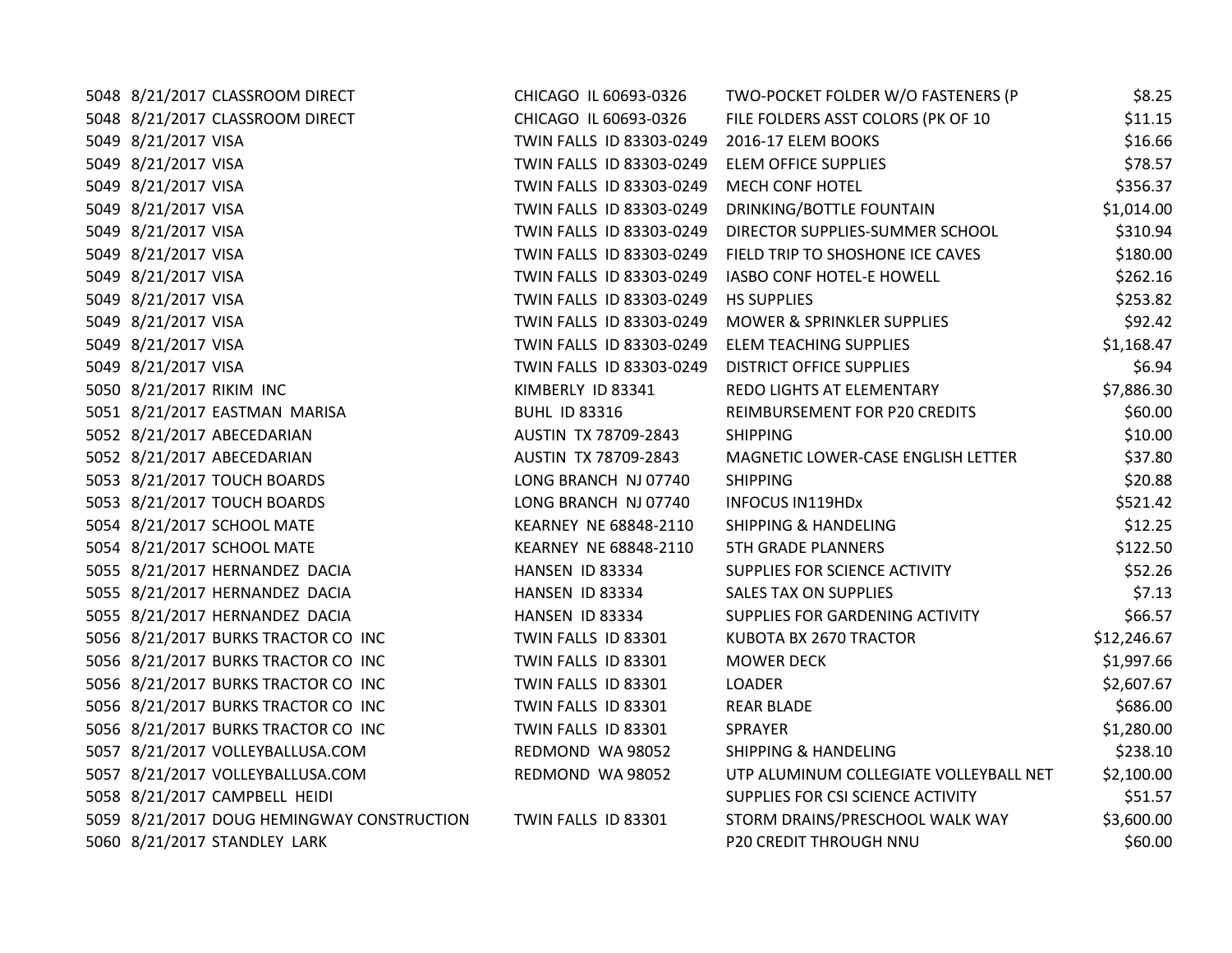| | | | | | |
|---|---|---|---|---|---|
| 5048 | 8/21/2017 | CLASSROOM DIRECT | CHICAGO IL 60693-0326 | TWO-POCKET FOLDER W/O FASTENERS (P | $8.25 |
| 5048 | 8/21/2017 | CLASSROOM DIRECT | CHICAGO IL 60693-0326 | FILE FOLDERS ASST COLORS (PK OF 10 | $11.15 |
| 5049 | 8/21/2017 | VISA | TWIN FALLS ID 83303-0249 | 2016-17 ELEM BOOKS | $16.66 |
| 5049 | 8/21/2017 | VISA | TWIN FALLS ID 83303-0249 | ELEM OFFICE SUPPLIES | $78.57 |
| 5049 | 8/21/2017 | VISA | TWIN FALLS ID 83303-0249 | MECH CONF HOTEL | $356.37 |
| 5049 | 8/21/2017 | VISA | TWIN FALLS ID 83303-0249 | DRINKING/BOTTLE FOUNTAIN | $1,014.00 |
| 5049 | 8/21/2017 | VISA | TWIN FALLS ID 83303-0249 | DIRECTOR SUPPLIES-SUMMER SCHOOL | $310.94 |
| 5049 | 8/21/2017 | VISA | TWIN FALLS ID 83303-0249 | FIELD TRIP TO SHOSHONE ICE CAVES | $180.00 |
| 5049 | 8/21/2017 | VISA | TWIN FALLS ID 83303-0249 | IASBO CONF HOTEL-E HOWELL | $262.16 |
| 5049 | 8/21/2017 | VISA | TWIN FALLS ID 83303-0249 | HS SUPPLIES | $253.82 |
| 5049 | 8/21/2017 | VISA | TWIN FALLS ID 83303-0249 | MOWER & SPRINKLER SUPPLIES | $92.42 |
| 5049 | 8/21/2017 | VISA | TWIN FALLS ID 83303-0249 | ELEM TEACHING SUPPLIES | $1,168.47 |
| 5049 | 8/21/2017 | VISA | TWIN FALLS ID 83303-0249 | DISTRICT OFFICE SUPPLIES | $6.94 |
| 5050 | 8/21/2017 | RIKIM INC | KIMBERLY ID 83341 | REDO LIGHTS AT ELEMENTARY | $7,886.30 |
| 5051 | 8/21/2017 | EASTMAN MARISA | BUHL ID 83316 | REIMBURSEMENT FOR P20 CREDITS | $60.00 |
| 5052 | 8/21/2017 | ABECEDARIAN | AUSTIN TX 78709-2843 | SHIPPING | $10.00 |
| 5052 | 8/21/2017 | ABECEDARIAN | AUSTIN TX 78709-2843 | MAGNETIC LOWER-CASE ENGLISH LETTER | $37.80 |
| 5053 | 8/21/2017 | TOUCH BOARDS | LONG BRANCH NJ 07740 | SHIPPING | $20.88 |
| 5053 | 8/21/2017 | TOUCH BOARDS | LONG BRANCH NJ 07740 | INFOCUS IN119HDx | $521.42 |
| 5054 | 8/21/2017 | SCHOOL MATE | KEARNEY NE 68848-2110 | SHIPPING & HANDELING | $12.25 |
| 5054 | 8/21/2017 | SCHOOL MATE | KEARNEY NE 68848-2110 | 5TH GRADE PLANNERS | $122.50 |
| 5055 | 8/21/2017 | HERNANDEZ DACIA | HANSEN ID 83334 | SUPPLIES FOR SCIENCE ACTIVITY | $52.26 |
| 5055 | 8/21/2017 | HERNANDEZ DACIA | HANSEN ID 83334 | SALES TAX ON SUPPLIES | $7.13 |
| 5055 | 8/21/2017 | HERNANDEZ DACIA | HANSEN ID 83334 | SUPPLIES FOR GARDENING ACTIVITY | $66.57 |
| 5056 | 8/21/2017 | BURKS TRACTOR CO INC | TWIN FALLS ID 83301 | KUBOTA BX 2670 TRACTOR | $12,246.67 |
| 5056 | 8/21/2017 | BURKS TRACTOR CO INC | TWIN FALLS ID 83301 | MOWER DECK | $1,997.66 |
| 5056 | 8/21/2017 | BURKS TRACTOR CO INC | TWIN FALLS ID 83301 | LOADER | $2,607.67 |
| 5056 | 8/21/2017 | BURKS TRACTOR CO INC | TWIN FALLS ID 83301 | REAR BLADE | $686.00 |
| 5056 | 8/21/2017 | BURKS TRACTOR CO INC | TWIN FALLS ID 83301 | SPRAYER | $1,280.00 |
| 5057 | 8/21/2017 | VOLLEYBALLUSA.COM | REDMOND WA 98052 | SHIPPING & HANDELING | $238.10 |
| 5057 | 8/21/2017 | VOLLEYBALLUSA.COM | REDMOND WA 98052 | UTP ALUMINUM COLLEGIATE VOLLEYBALL NET | $2,100.00 |
| 5058 | 8/21/2017 | CAMPBELL HEIDI | | SUPPLIES FOR CSI SCIENCE ACTIVITY | $51.57 |
| 5059 | 8/21/2017 | DOUG HEMINGWAY CONSTRUCTION | TWIN FALLS ID 83301 | STORM DRAINS/PRESCHOOL WALK WAY | $3,600.00 |
| 5060 | 8/21/2017 | STANDLEY LARK | | P20 CREDIT THROUGH NNU | $60.00 |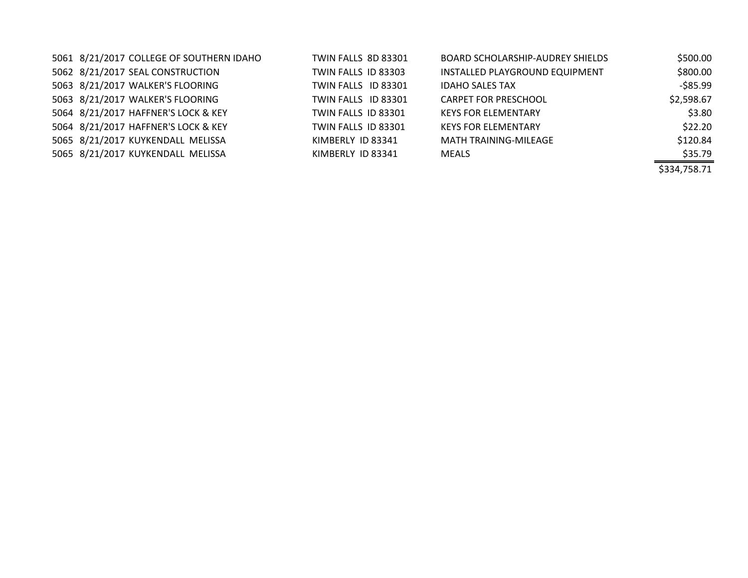| | | | | | |
|---|---|---|---|---|---|
| 5061 | 8/21/2017 | COLLEGE OF SOUTHERN IDAHO | TWIN FALLS 8D 83301 | BOARD SCHOLARSHIP-AUDREY SHIELDS | $500.00 |
| 5062 | 8/21/2017 | SEAL CONSTRUCTION | TWIN FALLS ID 83303 | INSTALLED PLAYGROUND EQUIPMENT | $800.00 |
| 5063 | 8/21/2017 | WALKER'S FLOORING | TWIN FALLS ID 83301 | IDAHO SALES TAX | -$85.99 |
| 5063 | 8/21/2017 | WALKER'S FLOORING | TWIN FALLS ID 83301 | CARPET FOR PRESCHOOL | $2,598.67 |
| 5064 | 8/21/2017 | HAFFNER'S LOCK & KEY | TWIN FALLS ID 83301 | KEYS FOR ELEMENTARY | $3.80 |
| 5064 | 8/21/2017 | HAFFNER'S LOCK & KEY | TWIN FALLS ID 83301 | KEYS FOR ELEMENTARY | $22.20 |
| 5065 | 8/21/2017 | KUYKENDALL MELISSA | KIMBERLY ID 83341 | MATH TRAINING-MILEAGE | $120.84 |
| 5065 | 8/21/2017 | KUYKENDALL MELISSA | KIMBERLY ID 83341 | MEALS | $35.79 |
| | | | | | $334,758.71 |